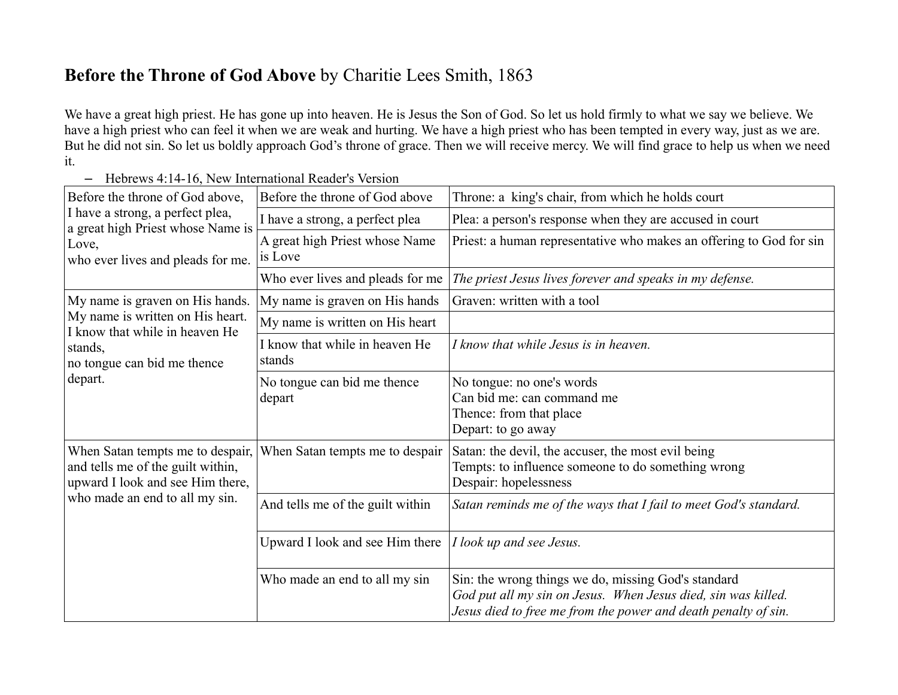**Before the Throne of God Above** by Charitie Lees Smith, 1863

We have a great high priest. He has gone up into heaven. He is Jesus the Son of God. So let us hold firmly to what we say we believe. We have a high priest who can feel it when we are weak and hurting. We have a high priest who has been tempted in every way, just as we are. But he did not sin. So let us boldly approach God's throne of grace. Then we will receive mercy. We will find grace to help us when we need it.

– Hebrews 4:14-16, New International Reader's Version

| | | |
|---|---|---|
| Before the throne of God above,<br>I have a strong, a perfect plea,<br>a great high Priest whose Name is Love,<br>who ever lives and pleads for me. | Before the throne of God above | Throne: a king's chair, from which he holds court |
| | I have a strong, a perfect plea | Plea: a person's response when they are accused in court |
| | A great high Priest whose Name is Love | Priest: a human representative who makes an offering to God for sin |
| | Who ever lives and pleads for me | *The priest Jesus lives forever and speaks in my defense.* |
| My name is graven on His hands.<br>My name is written on His heart.<br>I know that while in heaven He stands,<br>no tongue can bid me thence depart. | My name is graven on His hands | Graven: written with a tool |
| | My name is written on His heart | |
| | I know that while in heaven He stands | *I know that while Jesus is in heaven.* |
| | No tongue can bid me thence depart | No tongue: no one's words<br>Can bid me: can command me<br>Thence: from that place<br>Depart: to go away |
| When Satan tempts me to despair,<br>and tells me of the guilt within,<br>upward I look and see Him there,<br>who made an end to all my sin. | When Satan tempts me to despair | Satan: the devil, the accuser, the most evil being<br>Tempts: to influence someone to do something wrong<br>Despair: hopelessness |
| | And tells me of the guilt within | *Satan reminds me of the ways that I fail to meet God's standard.* |
| | Upward I look and see Him there | *I look up and see Jesus.* |
| | Who made an end to all my sin | Sin: the wrong things we do, missing God's standard<br>*God put all my sin on Jesus. When Jesus died, sin was killed.*<br>*Jesus died to free me from the power and death penalty of sin.* |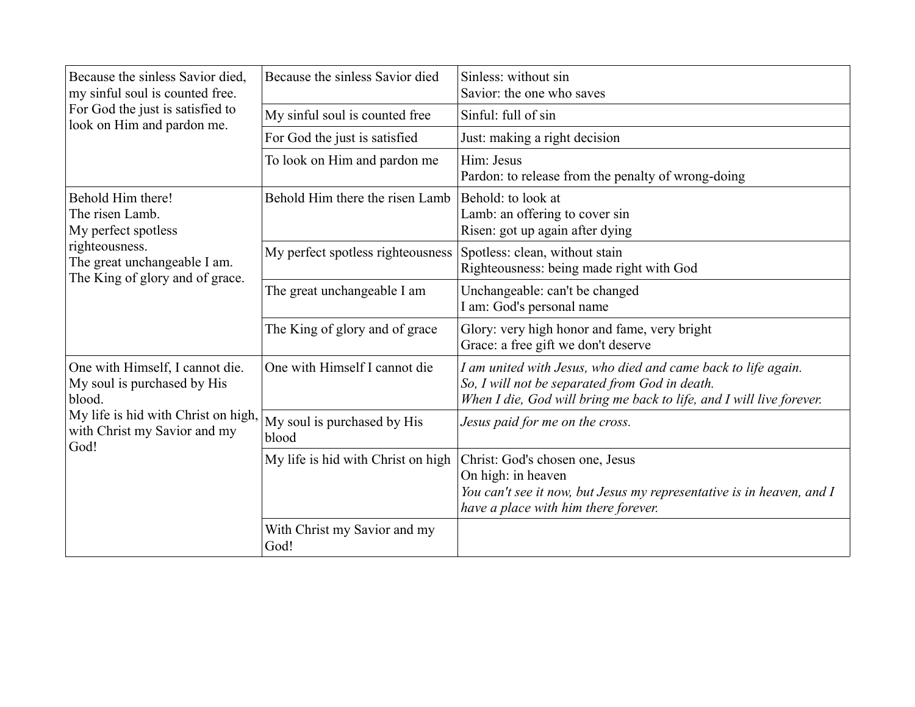| | | |
|---|---|---|
| Because the sinless Savior died, my sinful soul is counted free. For God the just is satisfied to look on Him and pardon me. | Because the sinless Savior died | Sinless: without sin<br>Savior: the one who saves |
| | My sinful soul is counted free | Sinful: full of sin |
| | For God the just is satisfied | Just: making a right decision |
| | To look on Him and pardon me | Him: Jesus<br>Pardon: to release from the penalty of wrong-doing |
| Behold Him there!<br>The risen Lamb.<br>My perfect spotless righteousness.<br>The great unchangeable I am.<br>The King of glory and of grace. | Behold Him there the risen Lamb | Behold: to look at<br>Lamb: an offering to cover sin<br>Risen: got up again after dying |
| | My perfect spotless righteousness | Spotless: clean, without stain<br>Righteousness: being made right with God |
| | The great unchangeable I am | Unchangeable: can't be changed<br>I am: God's personal name |
| | The King of glory and of grace | Glory: very high honor and fame, very bright<br>Grace: a free gift we don't deserve |
| One with Himself, I cannot die. My soul is purchased by His blood.<br>My life is hid with Christ on high, with Christ my Savior and my God! | One with Himself I cannot die | *I am united with Jesus, who died and came back to life again.*<br>*So, I will not be separated from God in death.*<br>*When I die, God will bring me back to life, and I will live forever.* |
| | My soul is purchased by His blood | *Jesus paid for me on the cross.* |
| | My life is hid with Christ on high | Christ: God's chosen one, Jesus<br>On high: in heaven<br>*You can't see it now, but Jesus my representative is in heaven, and I have a place with him there forever.* |
| | With Christ my Savior and my God! | |